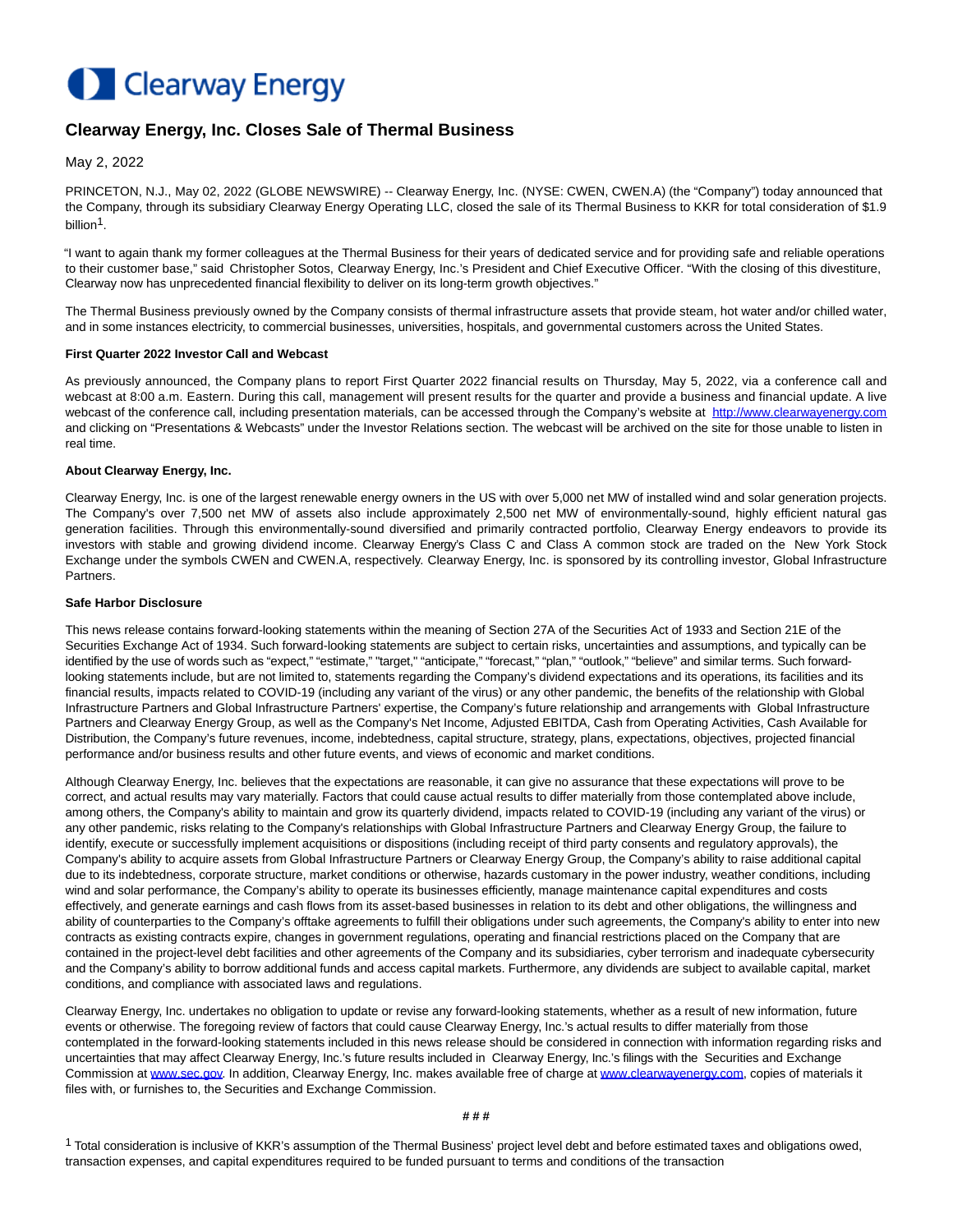# Clearway Energy, Inc. Closes Sale of Thermal Business

May 2, 2022

PRINCETON, N.J., May 02, 2022 (GLOBE NEWSWIRE) -- Clearway Energy, Inc. (NYSE: CWEN, CWEN.A) (the "Company") today announced that the Company, through its subsidiary Clearway Energy Operating LLC, closed the sale of its Thermal Business to KKR for total consideration of $1.9 billion[1].

"I want to again thank my former colleagues at the Thermal Business for their years of dedicated service and for providing safe and reliable operations to their customer base," said Christopher Sotos, Clearway Energy, Inc.'s President and Chief Executive Officer. "With the closing of this divestiture, Clearway now has unprecedented financial flexibility to deliver on its long-term growth objectives."

The Thermal Business previously owned by the Company consists of thermal infrastructure assets that provide steam, hot water and/or chilled water, and in some instances electricity, to commercial businesses, universities, hospitals, and governmental customers across the United States.

**First Quarter 2022 Investor Call and Webcast**

As previously announced, the Company plans to report First Quarter 2022 financial results on Thursday, May 5, 2022, via a conference call and webcast at 8:00 a.m. Eastern. During this call, management will present results for the quarter and provide a business and financial update. A live webcast of the conference call, including presentation materials, can be accessed through the Company's website at http://www.clearwayenergy.com and clicking on "Presentations & Webcasts" under the Investor Relations section. The webcast will be archived on the site for those unable to listen in real time.

**About Clearway Energy, Inc.**

Clearway Energy, Inc. is one of the largest renewable energy owners in the US with over 5,000 net MW of installed wind and solar generation projects. The Company's over 7,500 net MW of assets also include approximately 2,500 net MW of environmentally-sound, highly efficient natural gas generation facilities. Through this environmentally-sound diversified and primarily contracted portfolio, Clearway Energy endeavors to provide its investors with stable and growing dividend income. Clearway Energy's Class C and Class A common stock are traded on the New York Stock Exchange under the symbols CWEN and CWEN.A, respectively. Clearway Energy, Inc. is sponsored by its controlling investor, Global Infrastructure Partners.

**Safe Harbor Disclosure**

This news release contains forward-looking statements within the meaning of Section 27A of the Securities Act of 1933 and Section 21E of the Securities Exchange Act of 1934. Such forward-looking statements are subject to certain risks, uncertainties and assumptions, and typically can be identified by the use of words such as "expect," "estimate," "target," "anticipate," "forecast," "plan," "outlook," "believe" and similar terms. Such forward-looking statements include, but are not limited to, statements regarding the Company's dividend expectations and its operations, its facilities and its financial results, impacts related to COVID-19 (including any variant of the virus) or any other pandemic, the benefits of the relationship with Global Infrastructure Partners and Global Infrastructure Partners' expertise, the Company's future relationship and arrangements with Global Infrastructure Partners and Clearway Energy Group, as well as the Company's Net Income, Adjusted EBITDA, Cash from Operating Activities, Cash Available for Distribution, the Company's future revenues, income, indebtedness, capital structure, strategy, plans, expectations, objectives, projected financial performance and/or business results and other future events, and views of economic and market conditions.

Although Clearway Energy, Inc. believes that the expectations are reasonable, it can give no assurance that these expectations will prove to be correct, and actual results may vary materially. Factors that could cause actual results to differ materially from those contemplated above include, among others, the Company's ability to maintain and grow its quarterly dividend, impacts related to COVID-19 (including any variant of the virus) or any other pandemic, risks relating to the Company's relationships with Global Infrastructure Partners and Clearway Energy Group, the failure to identify, execute or successfully implement acquisitions or dispositions (including receipt of third party consents and regulatory approvals), the Company's ability to acquire assets from Global Infrastructure Partners or Clearway Energy Group, the Company's ability to raise additional capital due to its indebtedness, corporate structure, market conditions or otherwise, hazards customary in the power industry, weather conditions, including wind and solar performance, the Company's ability to operate its businesses efficiently, manage maintenance capital expenditures and costs effectively, and generate earnings and cash flows from its asset-based businesses in relation to its debt and other obligations, the willingness and ability of counterparties to the Company's offtake agreements to fulfill their obligations under such agreements, the Company's ability to enter into new contracts as existing contracts expire, changes in government regulations, operating and financial restrictions placed on the Company that are contained in the project-level debt facilities and other agreements of the Company and its subsidiaries, cyber terrorism and inadequate cybersecurity and the Company's ability to borrow additional funds and access capital markets. Furthermore, any dividends are subject to available capital, market conditions, and compliance with associated laws and regulations.

Clearway Energy, Inc. undertakes no obligation to update or revise any forward-looking statements, whether as a result of new information, future events or otherwise. The foregoing review of factors that could cause Clearway Energy, Inc.'s actual results to differ materially from those contemplated in the forward-looking statements included in this news release should be considered in connection with information regarding risks and uncertainties that may affect Clearway Energy, Inc.'s future results included in Clearway Energy, Inc.'s filings with the Securities and Exchange Commission at www.sec.gov. In addition, Clearway Energy, Inc. makes available free of charge at www.clearwayenergy.com, copies of materials it files with, or furnishes to, the Securities and Exchange Commission.

# # #

[1] Total consideration is inclusive of KKR's assumption of the Thermal Business' project level debt and before estimated taxes and obligations owed, transaction expenses, and capital expenditures required to be funded pursuant to terms and conditions of the transaction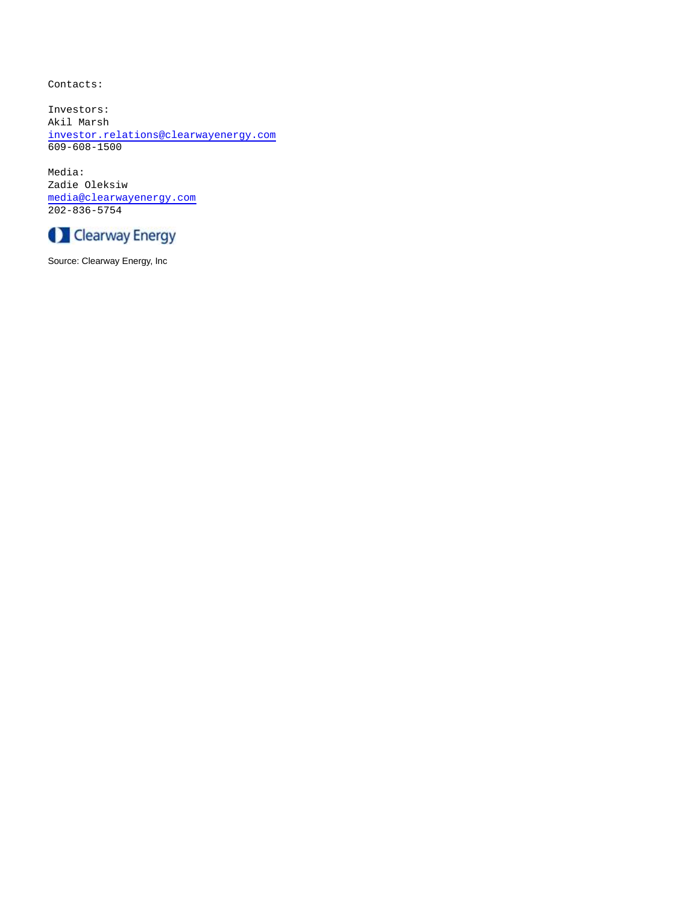Contacts:

Investors:
Akil Marsh
investor.relations@clearwayenergy.com
609-608-1500

Media:
Zadie Oleksiw
media@clearwayenergy.com
202-836-5754

Clearway Energy

Source: Clearway Energy, Inc